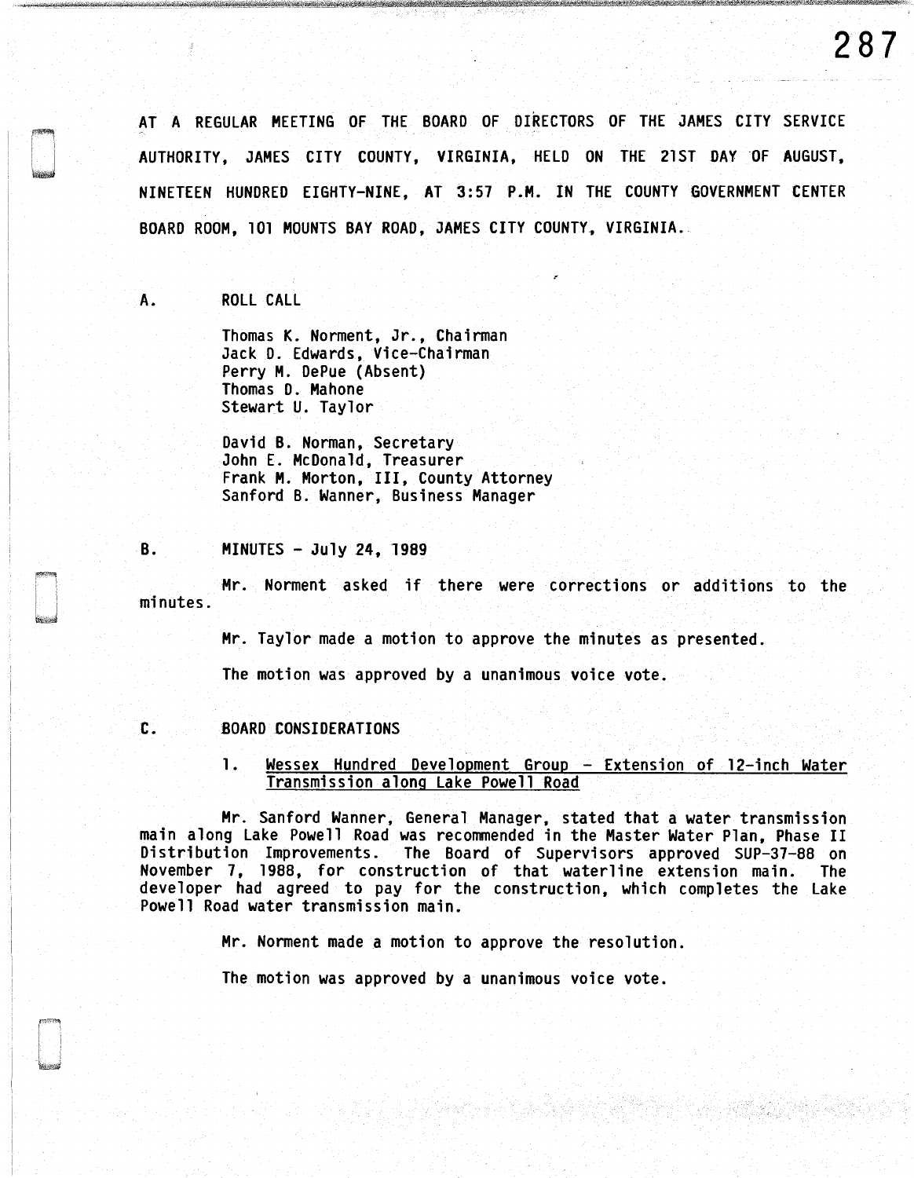AT A REGULAR MEETING OF THE BOARD OF DIRECTORS OF THE JAMES CITY SERVICE AUTHORITY, JAMES CITY COUNTY, VIRGINIA, HELD ON THE 21ST DAY OF AUGUST, NINETEEN HUNDRED EIGHTY-NINE, AT 3:57 P.M. IN THE COUNTY GOVERNMENT CENTER BOARD ROOM, 101 MOUNTS BAY ROAD, JAMES CITY COUNTY, VIRGINIA.

A. ROLL CALL

Thomas K. Norment, Jr., Chairman
Jack D. Edwards, Vice-Chairman
Perry M. DePue (Absent)
Thomas D. Mahone
Stewart U. Taylor

David B. Norman, Secretary
John E. McDonald, Treasurer
Frank M. Morton, III, County Attorney
Sanford B. Wanner, Business Manager

B. MINUTES - July 24, 1989

Mr. Norment asked if there were corrections or additions to the minutes.

Mr. Taylor made a motion to approve the minutes as presented.

The motion was approved by a unanimous voice vote.

C. BOARD CONSIDERATIONS

1. Wessex Hundred Development Group - Extension of 12-inch Water Transmission along Lake Powell Road

Mr. Sanford Wanner, General Manager, stated that a water transmission main along Lake Powell Road was recommended in the Master Water Plan, Phase II Distribution Improvements. The Board of Supervisors approved SUP-37-88 on November 7, 1988, for construction of that waterline extension main. The developer had agreed to pay for the construction, which completes the Lake Powell Road water transmission main.

Mr. Norment made a motion to approve the resolution.

The motion was approved by a unanimous voice vote.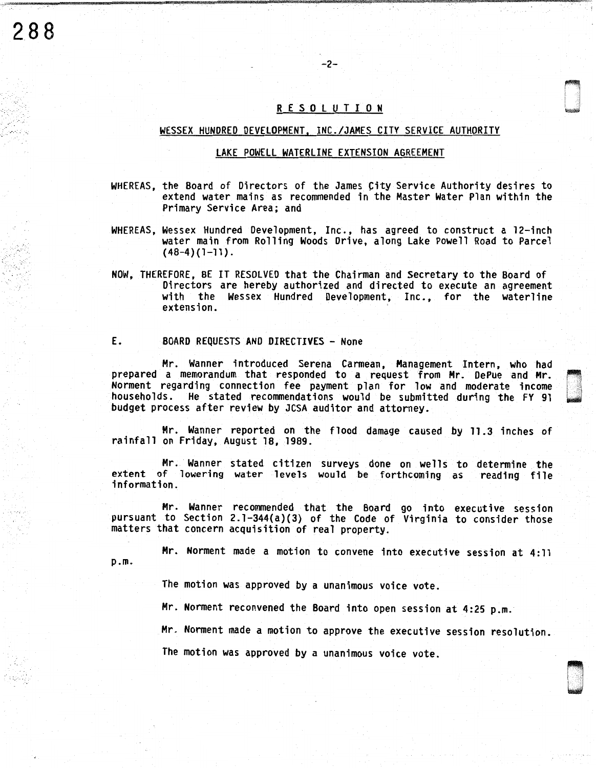**RESOLUTION**

**WESSEX HUNDRED DEVELOPMENT, INC./JAMES CITY SERVICE AUTHORITY**

**LAKE POWELL WATERLINE EXTENSION AGREEMENT**

WHEREAS, the Board of Directors of the James City Service Authority desires to extend water mains as recommended in the Master Water Plan within the Primary Service Area; and

WHEREAS, Wessex Hundred Development, Inc., has agreed to construct a 12-inch water main from Rolling Woods Drive, along Lake Powell Road to Parcel (48-4)(1-11).

NOW, THEREFORE, BE IT RESOLVED that the Chairman and Secretary to the Board of Directors are hereby authorized and directed to execute an agreement with the Wessex Hundred Development, Inc., for the waterline extension.

E. BOARD REQUESTS AND DIRECTIVES - None

Mr. Wanner introduced Serena Carmean, Management Intern, who had prepared a memorandum that responded to a request from Mr. DePue and Mr. Norment regarding connection fee payment plan for low and moderate income households. He stated recommendations would be submitted during the FY 91 budget process after review by JCSA auditor and attorney.

Mr. Wanner reported on the flood damage caused by 11.3 inches of rainfall on Friday, August 18, 1989.

Mr. Wanner stated citizen surveys done on wells to determine the extent of lowering water levels would be forthcoming as reading file information.

Mr. Wanner recommended that the Board go into executive session pursuant to Section 2.1-344(a)(3) of the Code of Virginia to consider those matters that concern acquisition of real property.

Mr. Norment made a motion to convene into executive session at 4:11 p.m.

The motion was approved by a unanimous voice vote.

Mr. Norment reconvened the Board into open session at 4:25 p.m.

Mr. Norment made a motion to approve the executive session resolution.

The motion was approved by a unanimous voice vote.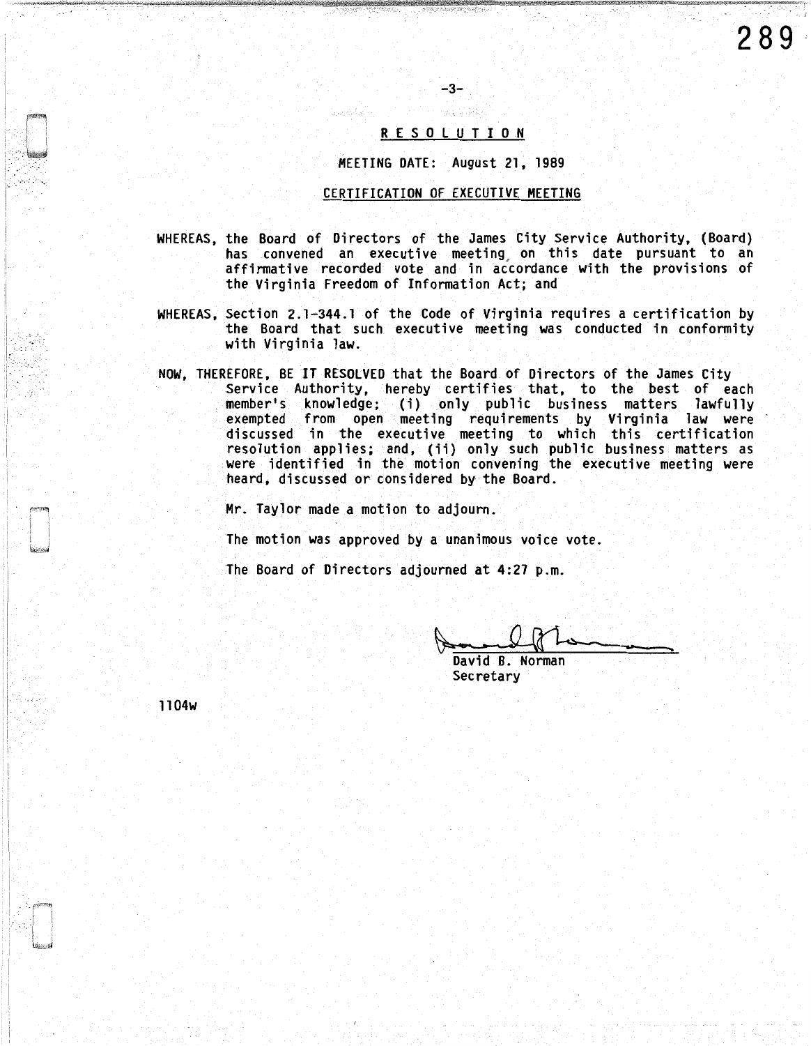# RESOLUTION

MEETING DATE: August 21, 1989

## CERTIFICATION OF EXECUTIVE MEETING

WHEREAS, the Board of Directors of the James City Service Authority, (Board) has convened an executive meeting on this date pursuant to an affirmative recorded vote and in accordance with the provisions of the Virginia Freedom of Information Act; and

WHEREAS, Section 2.1-344.1 of the Code of Virginia requires a certification by the Board that such executive meeting was conducted in conformity with Virginia law.

NOW, THEREFORE, BE IT RESOLVED that the Board of Directors of the James City Service Authority, hereby certifies that, to the best of each member's knowledge; (i) only public business matters lawfully exempted from open meeting requirements by Virginia law were discussed in the executive meeting to which this certification resolution applies; and, (ii) only such public business matters as were identified in the motion convening the executive meeting were heard, discussed or considered by the Board.

Mr. Taylor made a motion to adjourn.

The motion was approved by a unanimous voice vote.

The Board of Directors adjourned at 4:27 p.m.

David B. Norman
Secretary

1104w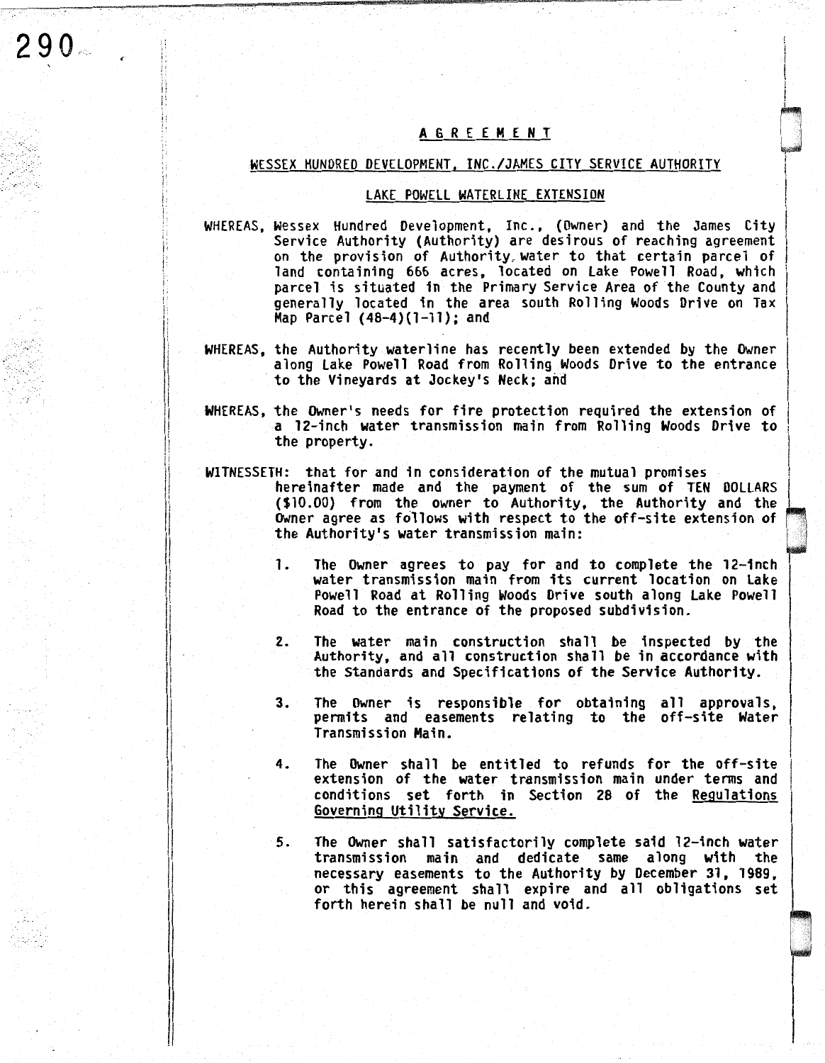# AGREEMENT

## WESSEX HUNDRED DEVELOPMENT, INC./JAMES CITY SERVICE AUTHORITY

### LAKE POWELL WATERLINE EXTENSION

WHEREAS, Wessex Hundred Development, Inc., (Owner) and the James City Service Authority (Authority) are desirous of reaching agreement on the provision of Authority water to that certain parcel of land containing 666 acres, located on Lake Powell Road, which parcel is situated in the Primary Service Area of the County and generally located in the area south Rolling Woods Drive on Tax Map Parcel (48-4)(1-11); and

WHEREAS, the Authority waterline has recently been extended by the Owner along Lake Powell Road from Rolling Woods Drive to the entrance to the Vineyards at Jockey's Neck; and

WHEREAS, the Owner's needs for fire protection required the extension of a 12-inch water transmission main from Rolling Woods Drive to the property.

WITNESSETH: that for and in consideration of the mutual promises hereinafter made and the payment of the sum of TEN DOLLARS ($10.00) from the owner to Authority, the Authority and the Owner agree as follows with respect to the off-site extension of the Authority's water transmission main:

1. The Owner agrees to pay for and to complete the 12-inch water transmission main from its current location on Lake Powell Road at Rolling Woods Drive south along Lake Powell Road to the entrance of the proposed subdivision.

2. The water main construction shall be inspected by the Authority, and all construction shall be in accordance with the Standards and Specifications of the Service Authority.

3. The Owner is responsible for obtaining all approvals, permits and easements relating to the off-site Water Transmission Main.

4. The Owner shall be entitled to refunds for the off-site extension of the water transmission main under terms and conditions set forth in Section 28 of the Regulations Governing Utility Service.

5. The Owner shall satisfactorily complete said 12-inch water transmission main and dedicate same along with the necessary easements to the Authority by December 31, 1989, or this agreement shall expire and all obligations set forth herein shall be null and void.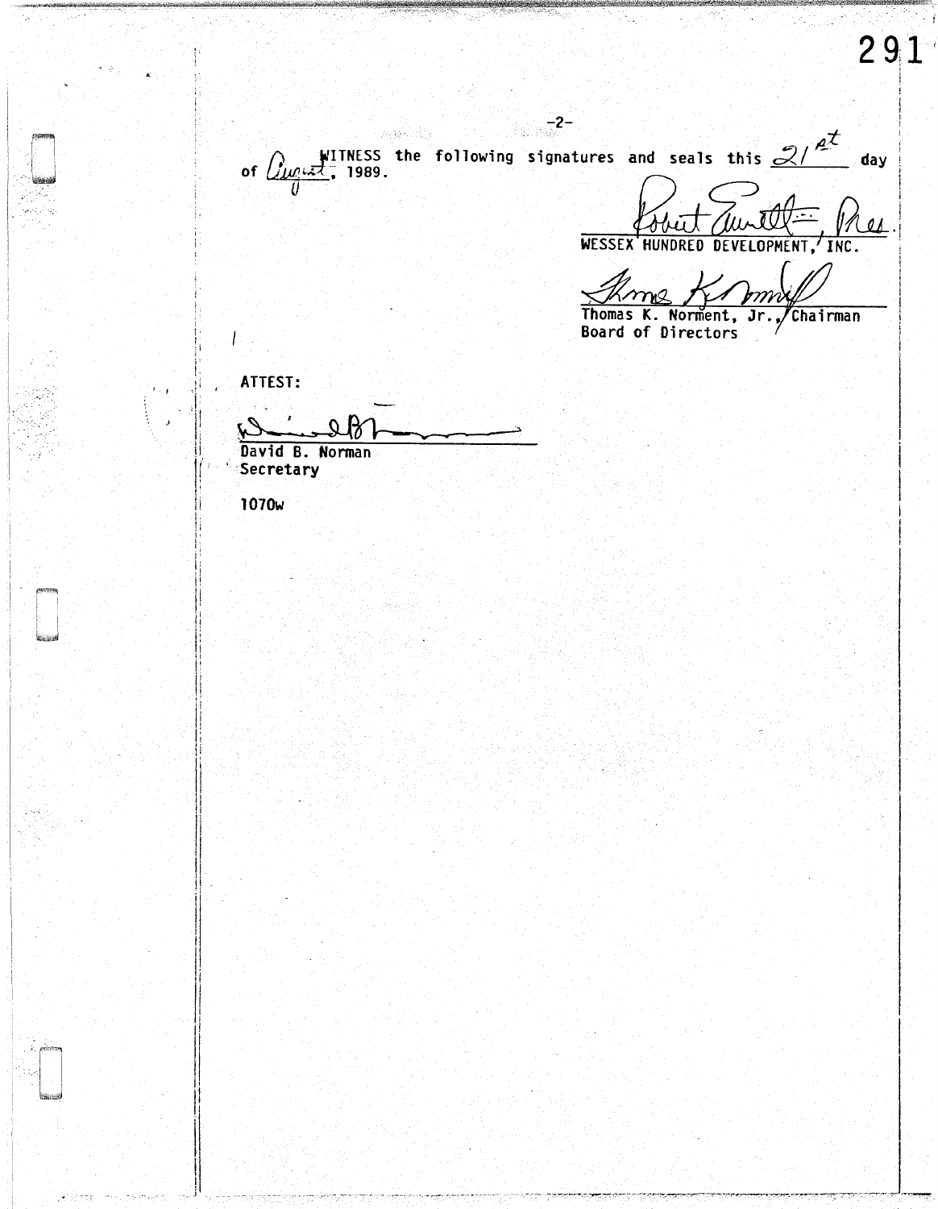WITNESS the following signatures and seals this 21st day of August, 1989.

Robert Everett, Pres.
WESSEX HUNDRED DEVELOPMENT, INC.

Thomas K. Norment, Jr., Chairman
Board of Directors

ATTEST:

David B. Norman
Secretary

1070w